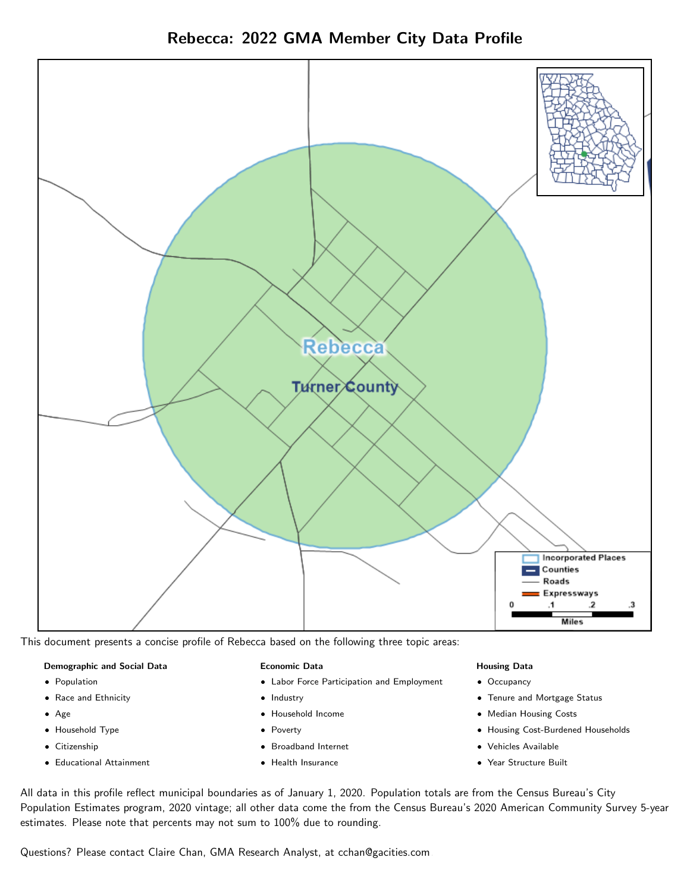# Rebecca: 2022 GMA Member City Data Profile

This document presents a concise profile of Rebecca based on the following three topic areas:

**Demographic and Social Data**

- Population
- Race and Ethnicity
- Age
- Household Type
- Citizenship
- Educational Attainment

**Economic Data**

- Labor Force Participation and Employment
- Industry
- Household Income
- Poverty
- Broadband Internet
- Health Insurance

**Housing Data**

- Occupancy
- Tenure and Mortgage Status
- Median Housing Costs
- Housing Cost-Burdened Households
- Vehicles Available
- Year Structure Built

All data in this profile reflect municipal boundaries as of January 1, 2020. Population totals are from the Census Bureau's City Population Estimates program, 2020 vintage; all other data come the from the Census Bureau's 2020 American Community Survey 5-year estimates. Please note that percents may not sum to 100% due to rounding.

Questions? Please contact Claire Chan, GMA Research Analyst, at cchan@gacities.com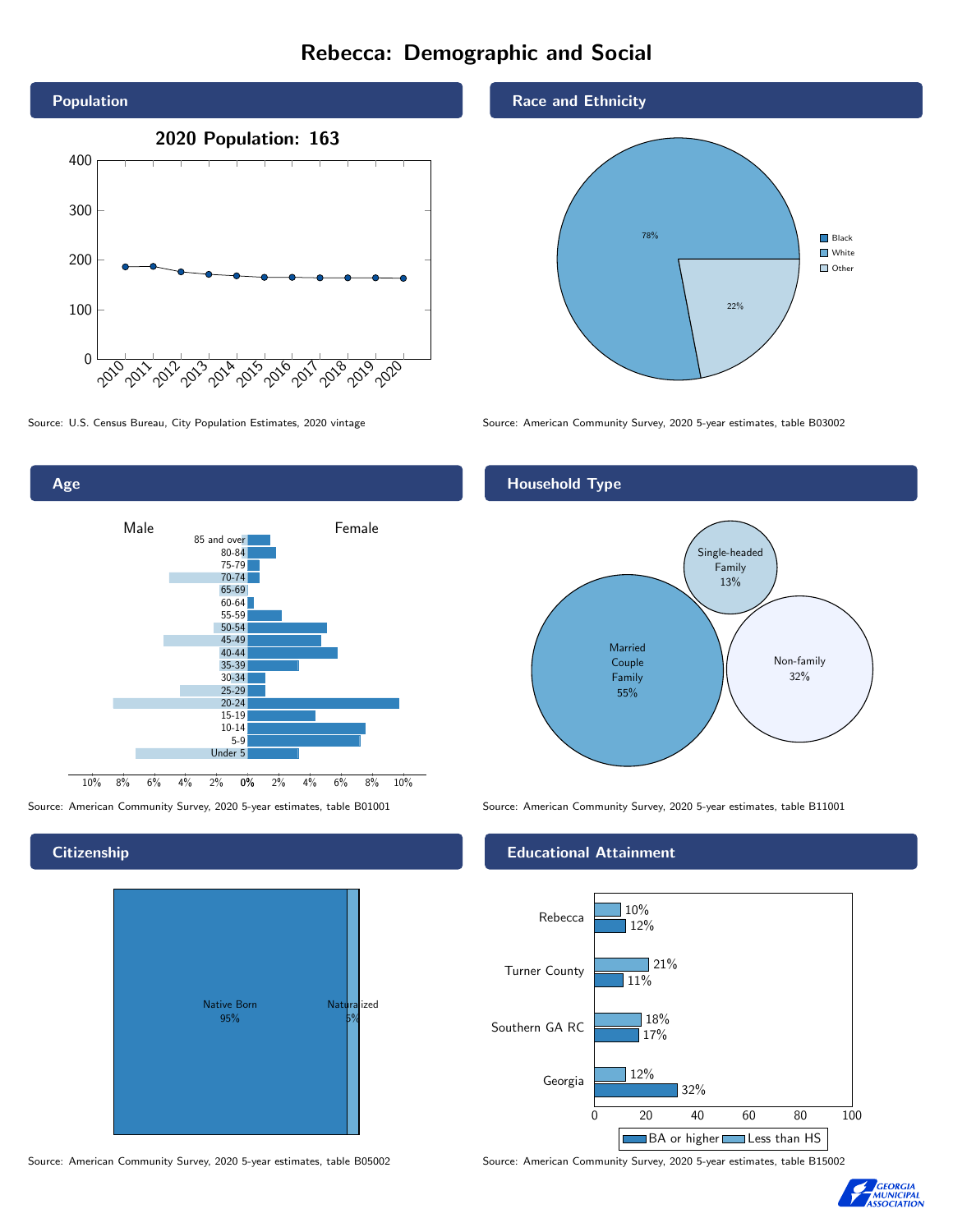# Rebecca: Demographic and Social

## Population

**2020 Population: 163**

Source: U.S. Census Bureau, City Population Estimates, 2020 vintage

## Race and Ethnicity

| Race | Percent |
| --- | --- |
| White | 78% |
| Other | 22% |

Source: American Community Survey, 2020 5-year estimates, table B03002

## Age

Source: American Community Survey, 2020 5-year estimates, table B01001

## Household Type

| Household Type | Percent |
| --- | --- |
| Married Couple Family | 55% |
| Single-headed Family | 13% |
| Non-family | 32% |

Source: American Community Survey, 2020 5-year estimates, table B11001

## Citizenship

| Citizenship | Percent |
| --- | --- |
| Native Born | 95% |
| Naturalized | 5% |

Source: American Community Survey, 2020 5-year estimates, table B05002

## Educational Attainment

| Area | Less than HS | BA or higher |
| --- | --- | --- |
| Rebecca | 10% | 12% |
| Turner County | 21% | 11% |
| Southern GA RC | 18% | 17% |
| Georgia | 12% | 32% |

Source: American Community Survey, 2020 5-year estimates, table B15002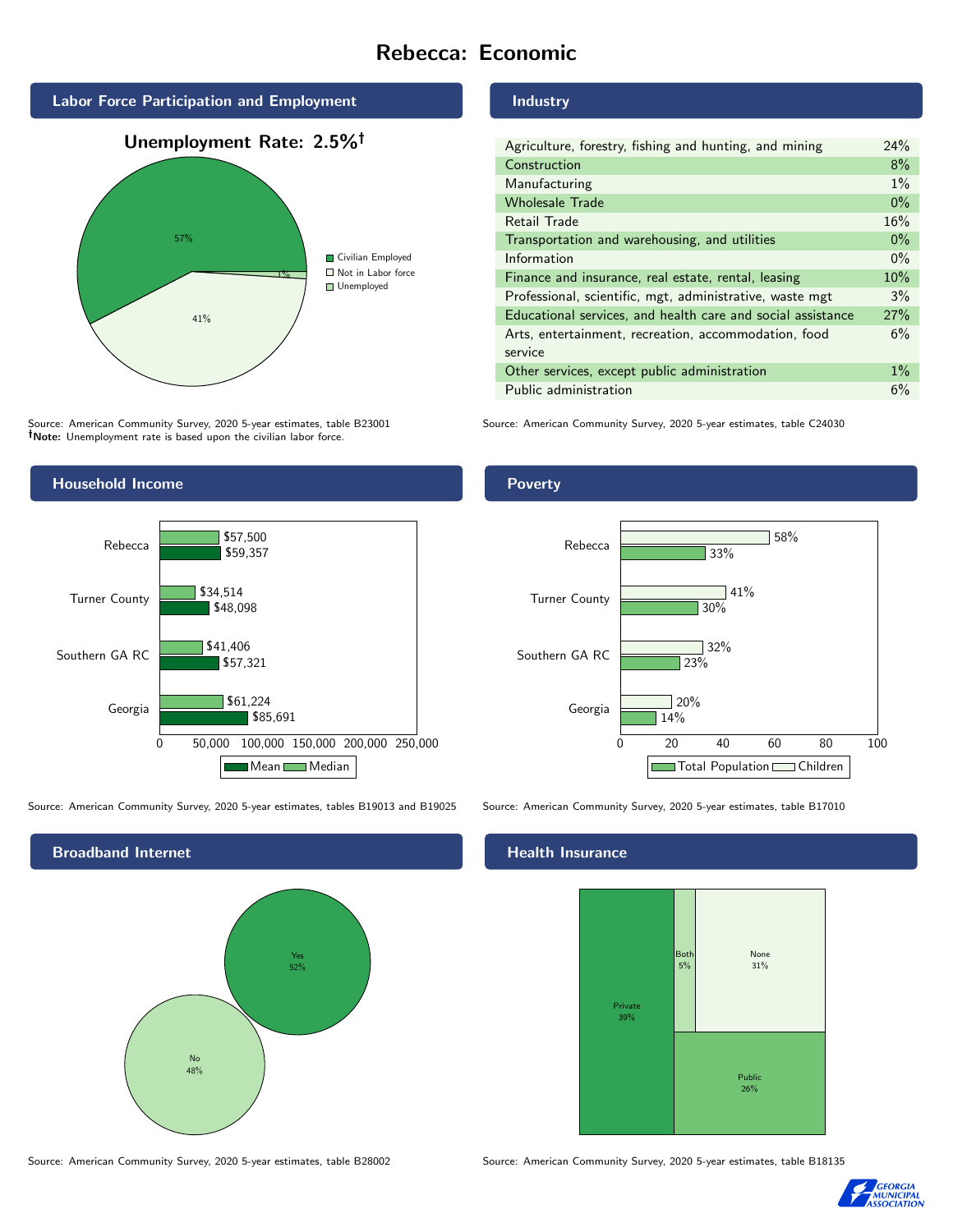# Rebecca: Economic

## Labor Force Participation and Employment

**Unemployment Rate: 2.5%†**

| Category | Percent |
| --- | --- |
| Civilian Employed | 57% |
| Not in Labor force | 41% |
| Unemployed | 1% |

Source: American Community Survey, 2020 5-year estimates, table B23001
**†Note:** Unemployment rate is based upon the civilian labor force.

## Industry

| Industry | Percent |
| --- | --- |
| Agriculture, forestry, fishing and hunting, and mining | 24% |
| Construction | 8% |
| Manufacturing | 1% |
| Wholesale Trade | 0% |
| Retail Trade | 16% |
| Transportation and warehousing, and utilities | 0% |
| Information | 0% |
| Finance and insurance, real estate, rental, leasing | 10% |
| Professional, scientific, mgt, administrative, waste mgt | 3% |
| Educational services, and health care and social assistance | 27% |
| Arts, entertainment, recreation, accommodation, food service | 6% |
| Other services, except public administration | 1% |
| Public administration | 6% |

Source: American Community Survey, 2020 5-year estimates, table C24030

## Household Income

| Area | Median | Mean |
| --- | --- | --- |
| Rebecca | $57,500 | $59,357 |
| Turner County | $34,514 | $48,098 |
| Southern GA RC | $41,406 | $57,321 |
| Georgia | $61,224 | $85,691 |

Source: American Community Survey, 2020 5-year estimates, tables B19013 and B19025

## Poverty

| Area | Children | Total Population |
| --- | --- | --- |
| Rebecca | 58% | 33% |
| Turner County | 41% | 30% |
| Southern GA RC | 32% | 23% |
| Georgia | 20% | 14% |

Source: American Community Survey, 2020 5-year estimates, table B17010

## Broadband Internet

| Response | Percent |
| --- | --- |
| Yes | 52% |
| No | 48% |

Source: American Community Survey, 2020 5-year estimates, table B28002

## Health Insurance

| Type | Percent |
| --- | --- |
| Private | 39% |
| Both | 5% |
| None | 31% |
| Public | 26% |

Source: American Community Survey, 2020 5-year estimates, table B18135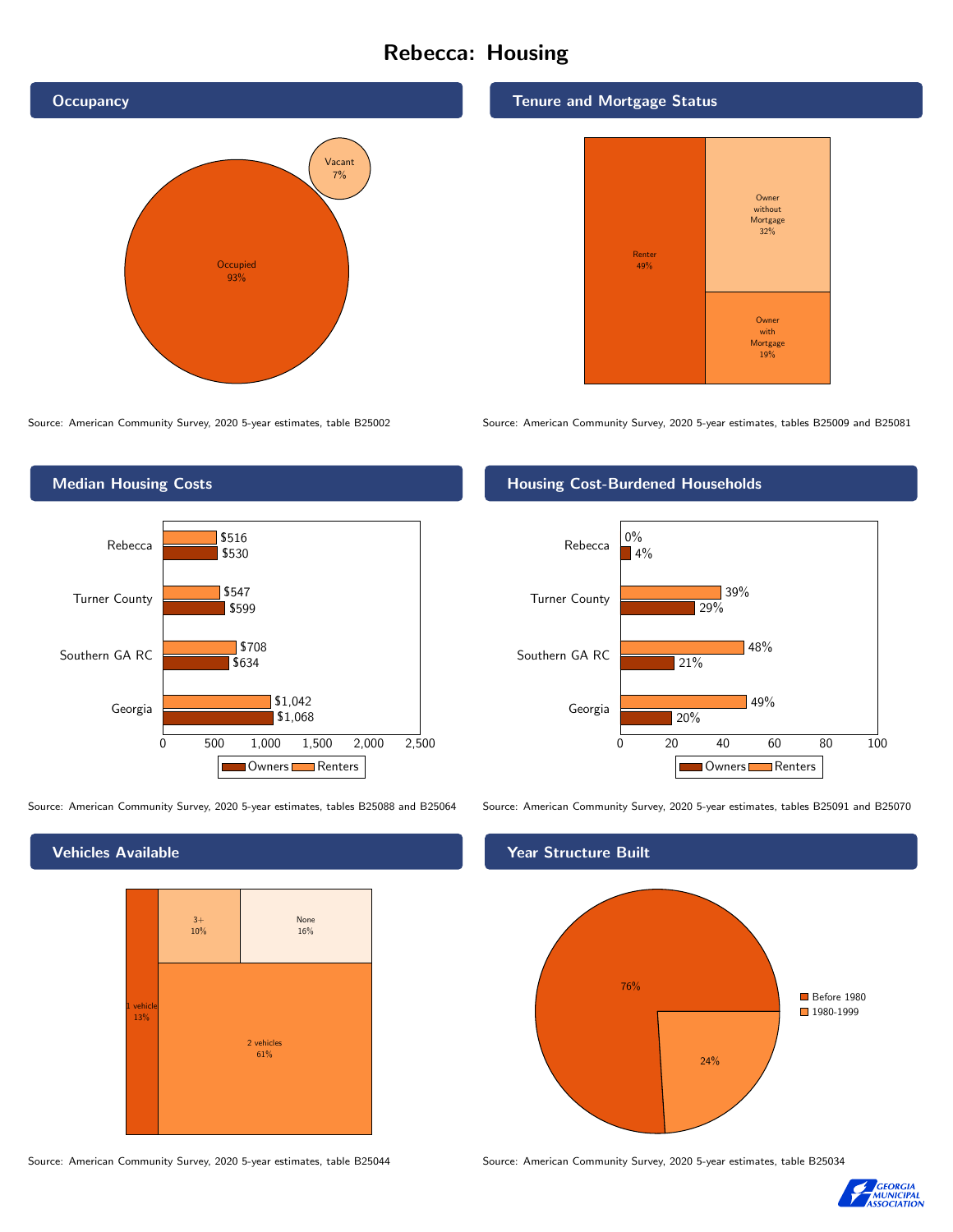# Rebecca: Housing

## Occupancy

Vacant
7%

Occupied
93%

Source: American Community Survey, 2020 5-year estimates, table B25002

## Tenure and Mortgage Status

Renter
49%

Owner
without
Mortgage
32%

Owner
with
Mortgage
19%

Source: American Community Survey, 2020 5-year estimates, tables B25009 and B25081

## Median Housing Costs

Rebecca
$516
$530

Turner County
$547
$599

Southern GA RC
$708
$634

Georgia
$1,042
$1,068

0 500 1,000 1,500 2,000 2,500

Owners Renters

Source: American Community Survey, 2020 5-year estimates, tables B25088 and B25064

## Housing Cost-Burdened Households

Rebecca
0%
4%

Turner County
39%
29%

Southern GA RC
48%
21%

Georgia
49%
20%

0 20 40 60 80 100

Owners Renters

Source: American Community Survey, 2020 5-year estimates, tables B25091 and B25070

## Vehicles Available

1 vehicle
13%

3+
10%

None
16%

2 vehicles
61%

Source: American Community Survey, 2020 5-year estimates, table B25044

## Year Structure Built

76%

24%

Before 1980
1980-1999

Source: American Community Survey, 2020 5-year estimates, table B25034